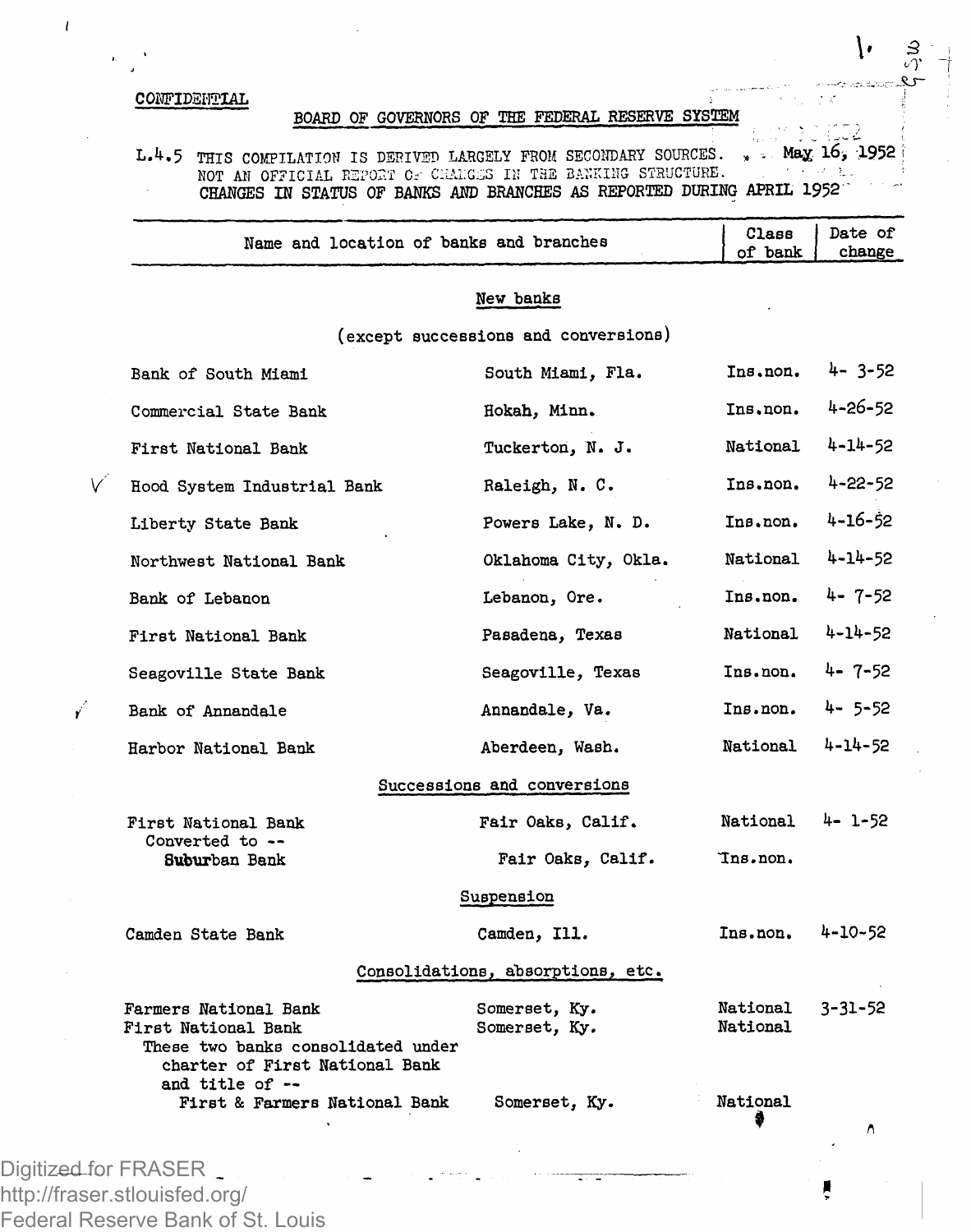CONFIDENTIAL

BOARD OF GOVERNORS OF THE FEDERAL RESERVE SYSTEM

L.4.5 THIS COMPILATION IS DERIVED LARGELY FROM SECONDARY SOURCES. May 16, 1952
NOT AN OFFICIAL REPORT OF CHANGES IN THE BANKING STRUCTURE.
CHANGES IN STATUS OF BANKS AND BRANCHES AS REPORTED DURING APRIL 1952

| Name and location of banks and branches | | Class of bank | Date of change |
|---|---|---|---|
| **New banks** (except successions and conversions) | | | |
| Bank of South Miami | South Miami, Fla. | Ins.non. | 4- 3-52 |
| Commercial State Bank | Hokah, Minn. | Ins.non. | 4-26-52 |
| First National Bank | Tuckerton, N. J. | National | 4-14-52 |
| Hood System Industrial Bank | Raleigh, N. C. | Ins.non. | 4-22-52 |
| Liberty State Bank | Powers Lake, N. D. | Ins.non. | 4-16-52 |
| Northwest National Bank | Oklahoma City, Okla. | National | 4-14-52 |
| Bank of Lebanon | Lebanon, Ore. | Ins.non. | 4- 7-52 |
| First National Bank | Pasadena, Texas | National | 4-14-52 |
| Seagoville State Bank | Seagoville, Texas | Ins.non. | 4- 7-52 |
| Bank of Annandale | Annandale, Va. | Ins.non. | 4- 5-52 |
| Harbor National Bank | Aberdeen, Wash. | National | 4-14-52 |
| **Successions and conversions** | | | |
| First National Bank | Fair Oaks, Calif. | National | 4- 1-52 |
| Converted to -- Suburban Bank | Fair Oaks, Calif. | Ins.non. | |
| **Suspension** | | | |
| Camden State Bank | Camden, Ill. | Ins.non. | 4-10-52 |
| **Consolidations, absorptions, etc.** | | | |
| Farmers National Bank | Somerset, Ky. | National | 3-31-52 |
| First National Bank | Somerset, Ky. | National | |
| These two banks consolidated under charter of First National Bank and title of -- First & Farmers National Bank | Somerset, Ky. | National | |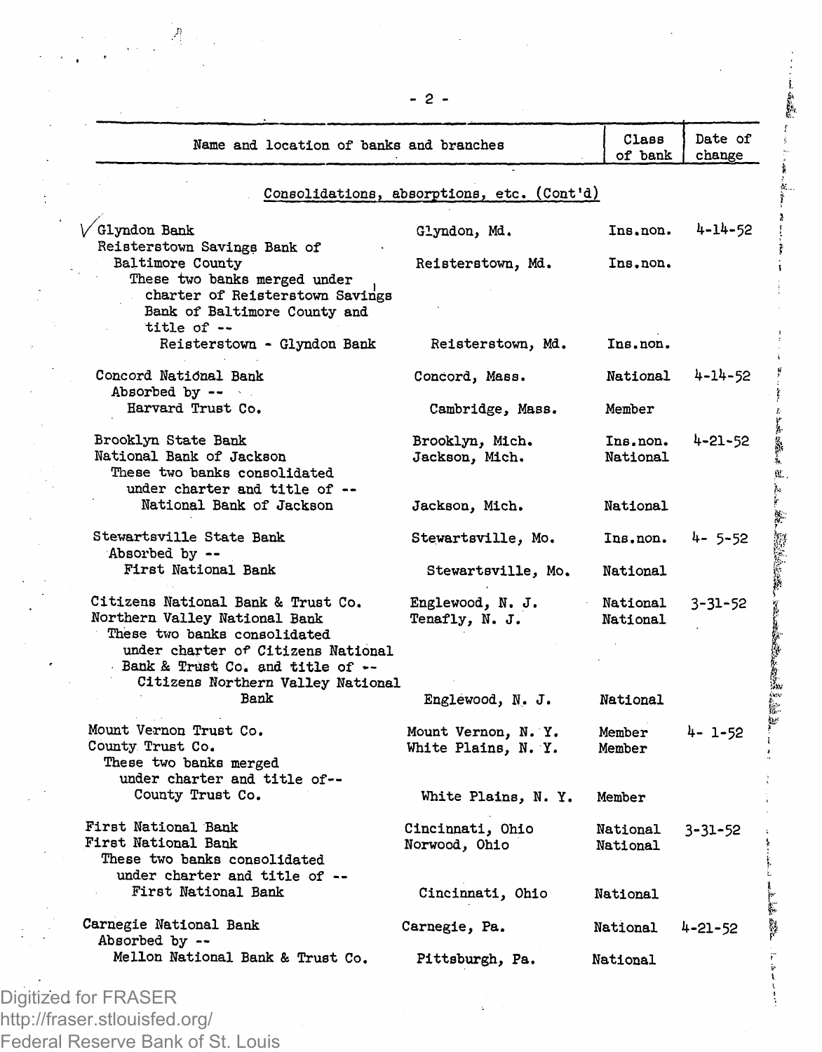| Name and location of banks and branches | | Class of bank | Date of change |
|---|---|---|---|
| **Consolidations, absorptions, etc. (Cont'd)** | | | |
| Glyndon Bank | Glyndon, Md. | Ins.non. | 4-14-52 |
| Reisterstown Savings Bank of Baltimore County | Reisterstown, Md. | Ins.non. | |
| These two banks merged under charter of Reisterstown Savings Bank of Baltimore County and title of -- | | | |
| Reisterstown - Glyndon Bank | Reisterstown, Md. | Ins.non. | |
| Concord National Bank | Concord, Mass. | National | 4-14-52 |
| Absorbed by -- | | | |
| Harvard Trust Co. | Cambridge, Mass. | Member | |
| Brooklyn State Bank | Brooklyn, Mich. | Ins.non. | 4-21-52 |
| National Bank of Jackson | Jackson, Mich. | National | |
| These two banks consolidated under charter and title of -- | | | |
| National Bank of Jackson | Jackson, Mich. | National | |
| Stewartsville State Bank | Stewartsville, Mo. | Ins.non. | 4- 5-52 |
| Absorbed by -- | | | |
| First National Bank | Stewartsville, Mo. | National | |
| Citizens National Bank & Trust Co. | Englewood, N. J. | National | 3-31-52 |
| Northern Valley National Bank | Tenafly, N. J. | National | |
| These two banks consolidated under charter of Citizens National Bank & Trust Co. and title of -- | | | |
| Citizens Northern Valley National Bank | Englewood, N. J. | National | |
| Mount Vernon Trust Co. | Mount Vernon, N. Y. | Member | 4- 1-52 |
| County Trust Co. | White Plains, N. Y. | Member | |
| These two banks merged under charter and title of-- | | | |
| County Trust Co. | White Plains, N. Y. | Member | |
| First National Bank | Cincinnati, Ohio | National | 3-31-52 |
| First National Bank | Norwood, Ohio | National | |
| These two banks consolidated under charter and title of -- | | | |
| First National Bank | Cincinnati, Ohio | National | |
| Carnegie National Bank | Carnegie, Pa. | National | 4-21-52 |
| Absorbed by -- | | | |
| Mellon National Bank & Trust Co. | Pittsburgh, Pa. | National | |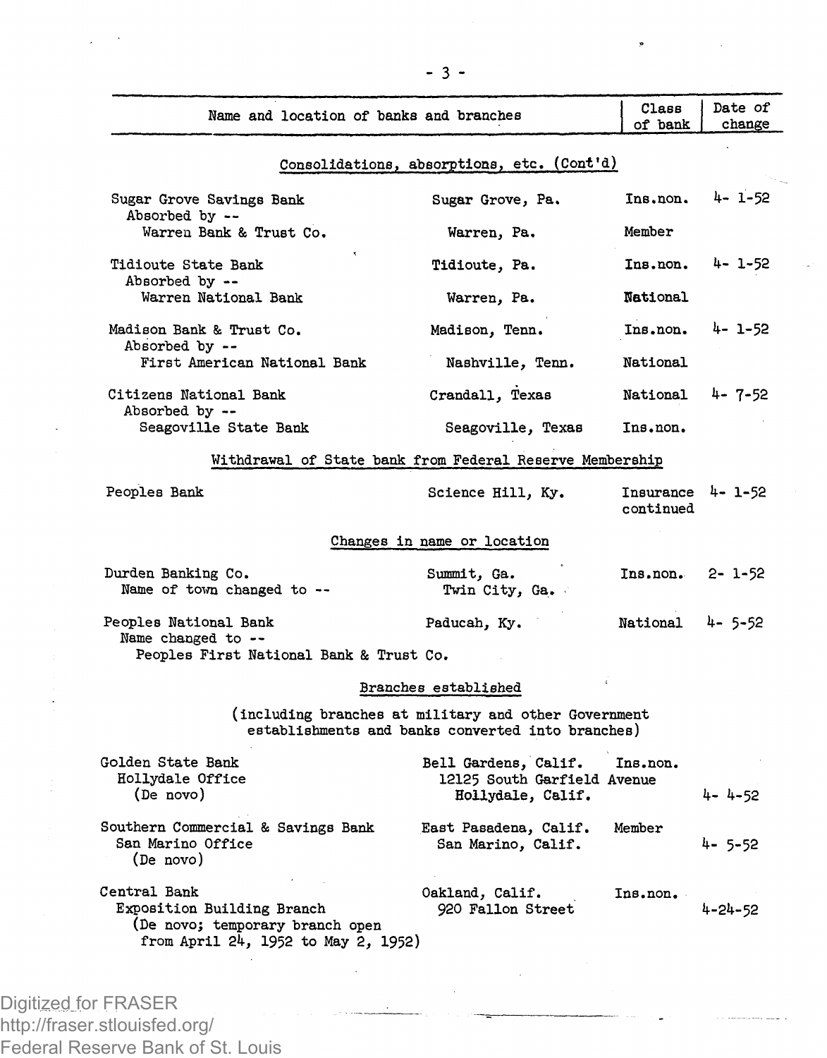| Name and location of banks and branches | | Class of bank | Date of change |
|---|---|---|---|
| **Consolidations, absorptions, etc. (Cont'd)** | | | |
| Sugar Grove Savings Bank | Sugar Grove, Pa. | Ins.non. | 4- 1-52 |
| Absorbed by -- | | | |
| Warren Bank & Trust Co. | Warren, Pa. | Member | |
| Tidioute State Bank | Tidioute, Pa. | Ins.non. | 4- 1-52 |
| Absorbed by -- | | | |
| Warren National Bank | Warren, Pa. | National | |
| Madison Bank & Trust Co. | Madison, Tenn. | Ins.non. | 4- 1-52 |
| Absorbed by -- | | | |
| First American National Bank | Nashville, Tenn. | National | |
| Citizens National Bank | Crandall, Texas | National | 4- 7-52 |
| Absorbed by -- | | | |
| Seagoville State Bank | Seagoville, Texas | Ins.non. | |
| **Withdrawal of State bank from Federal Reserve Membership** | | | |
| Peoples Bank | Science Hill, Ky. | Insurance continued | 4- 1-52 |
| **Changes in name or location** | | | |
| Durden Banking Co. | Summit, Ga. | Ins.non. | 2- 1-52 |
| Name of town changed to -- | Twin City, Ga. | | |
| Peoples National Bank | Paducah, Ky. | National | 4- 5-52 |
| Name changed to -- | | | |
| Peoples First National Bank & Trust Co. | | | |
| **Branches established** (including branches at military and other Government establishments and banks converted into branches) | | | |
| Golden State Bank | Bell Gardens, Calif. | Ins.non. | |
| Hollydale Office | 12125 South Garfield Avenue | | |
| (De novo) | Hollydale, Calif. | | 4- 4-52 |
| Southern Commercial & Savings Bank | East Pasadena, Calif. | Member | |
| San Marino Office | San Marino, Calif. | | 4- 5-52 |
| (De novo) | | | |
| Central Bank | Oakland, Calif. | Ins.non. | |
| Exposition Building Branch | 920 Fallon Street | | 4-24-52 |
| (De novo; temporary branch open from April 24, 1952 to May 2, 1952) | | | |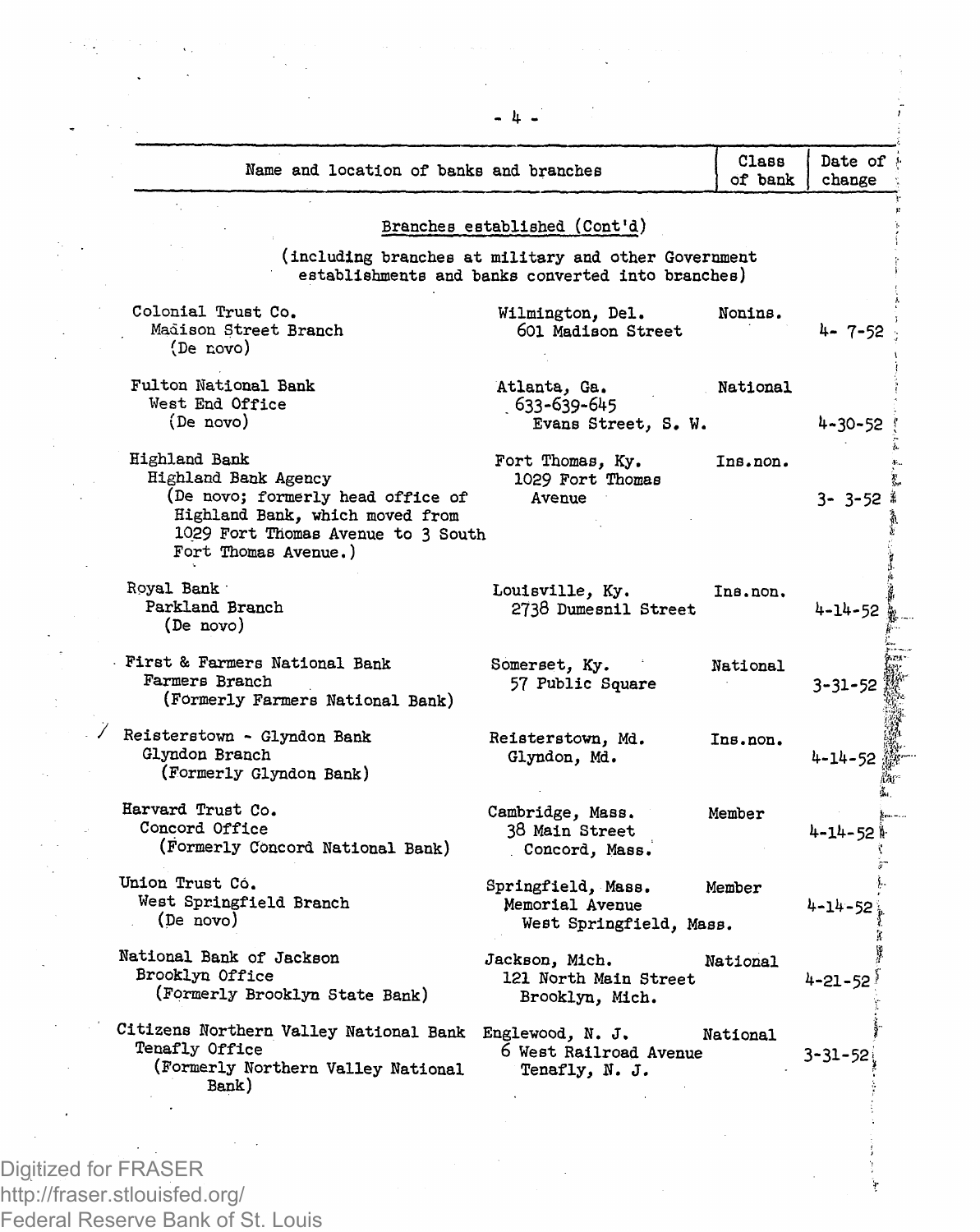| Name and location of banks and branches | | Class of bank | Date of change |
|---|---|---|---|
| **Branches established (Cont'd)** (including branches at military and other Government establishments and banks converted into branches) | | | |
| Colonial Trust Co.<br>Madison Street Branch<br>(De novo) | Wilmington, Del.<br>601 Madison Street | Nonins. | 4- 7-52 |
| Fulton National Bank<br>West End Office<br>(De novo) | Atlanta, Ga.<br>633-639-645<br>Evans Street, S. W. | National | 4-30-52 |
| Highland Bank<br>Highland Bank Agency<br>(De novo; formerly head office of Highland Bank, which moved from 1029 Fort Thomas Avenue to 3 South Fort Thomas Avenue.) | Fort Thomas, Ky.<br>1029 Fort Thomas Avenue | Ins.non. | 3- 3-52 |
| Royal Bank<br>Parkland Branch<br>(De novo) | Louisville, Ky.<br>2738 Dumesnil Street | Ins.non. | 4-14-52 |
| First & Farmers National Bank<br>Farmers Branch<br>(Formerly Farmers National Bank) | Somerset, Ky.<br>57 Public Square | National | 3-31-52 |
| Reisterstown - Glyndon Bank<br>Glyndon Branch<br>(Formerly Glyndon Bank) | Reisterstown, Md.<br>Glyndon, Md. | Ins.non. | 4-14-52 |
| Harvard Trust Co.<br>Concord Office<br>(Formerly Concord National Bank) | Cambridge, Mass.<br>38 Main Street<br>Concord, Mass. | Member | 4-14-52 |
| Union Trust Co.<br>West Springfield Branch<br>(De novo) | Springfield, Mass.<br>Memorial Avenue<br>West Springfield, Mass. | Member | 4-14-52 |
| National Bank of Jackson<br>Brooklyn Office<br>(Formerly Brooklyn State Bank) | Jackson, Mich.<br>121 North Main Street<br>Brooklyn, Mich. | National | 4-21-52 |
| Citizens Northern Valley National Bank<br>Tenafly Office<br>(Formerly Northern Valley National Bank) | Englewood, N. J.<br>6 West Railroad Avenue<br>Tenafly, N. J. | National | 3-31-52 |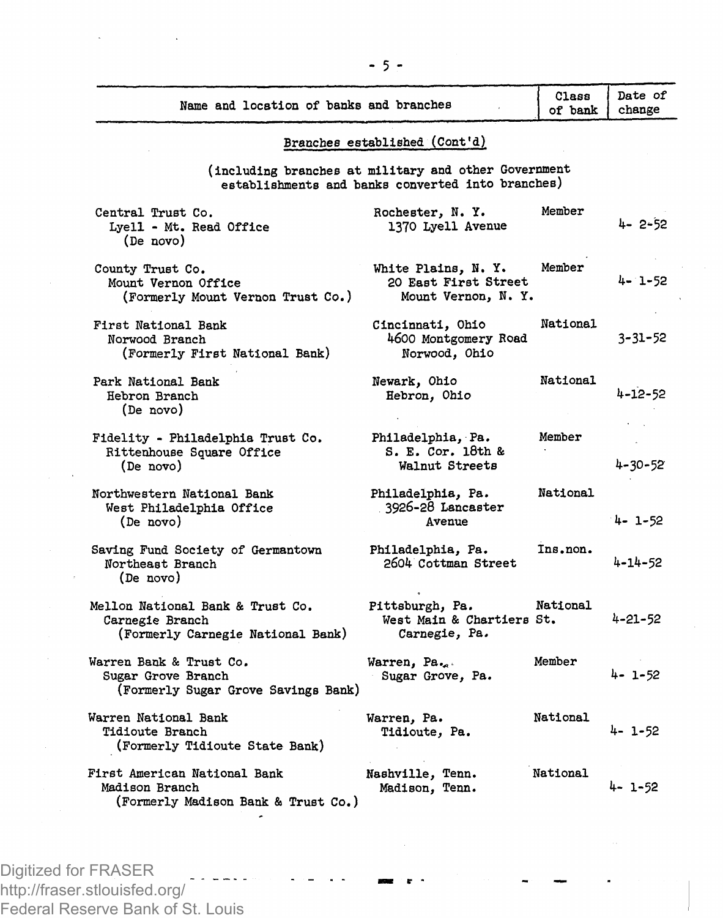| Name and location of banks and branches | | Class of bank | Date of change |
|---|---|---|---|
| **Branches established (Cont'd)** | | | |
| (including branches at military and other Government establishments and banks converted into branches) | | | |
| Central Trust Co.<br>Lyell - Mt. Read Office<br>(De novo) | Rochester, N. Y.<br>1370 Lyell Avenue | Member | 4- 2-52 |
| County Trust Co.<br>Mount Vernon Office<br>(Formerly Mount Vernon Trust Co.) | White Plains, N. Y.<br>20 East First Street<br>Mount Vernon, N. Y. | Member | 4- 1-52 |
| First National Bank<br>Norwood Branch<br>(Formerly First National Bank) | Cincinnati, Ohio<br>4600 Montgomery Road<br>Norwood, Ohio | National | 3-31-52 |
| Park National Bank<br>Hebron Branch<br>(De novo) | Newark, Ohio<br>Hebron, Ohio | National | 4-12-52 |
| Fidelity - Philadelphia Trust Co.<br>Rittenhouse Square Office<br>(De novo) | Philadelphia, Pa.<br>S. E. Cor. 18th &<br>Walnut Streets | Member | 4-30-52 |
| Northwestern National Bank<br>West Philadelphia Office<br>(De novo) | Philadelphia, Pa.<br>3926-28 Lancaster<br>Avenue | National | 4- 1-52 |
| Saving Fund Society of Germantown<br>Northeast Branch<br>(De novo) | Philadelphia, Pa.<br>2604 Cottman Street | Ins.non. | 4-14-52 |
| Mellon National Bank & Trust Co.<br>Carnegie Branch<br>(Formerly Carnegie National Bank) | Pittsburgh, Pa.<br>West Main & Chartiers St.<br>Carnegie, Pa. | National | 4-21-52 |
| Warren Bank & Trust Co.<br>Sugar Grove Branch<br>(Formerly Sugar Grove Savings Bank) | Warren, Pa.<br>Sugar Grove, Pa. | Member | 4- 1-52 |
| Warren National Bank<br>Tidioute Branch<br>(Formerly Tidioute State Bank) | Warren, Pa.<br>Tidioute, Pa. | National | 4- 1-52 |
| First American National Bank<br>Madison Branch<br>(Formerly Madison Bank & Trust Co.) | Nashville, Tenn.<br>Madison, Tenn. | National | 4- 1-52 |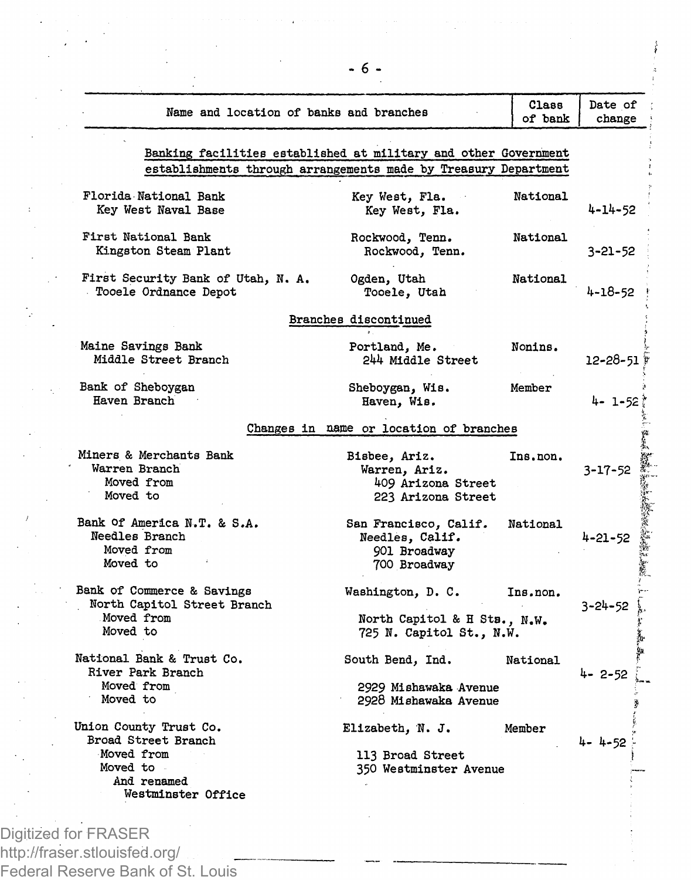| Name and location of banks and branches | | Class of bank | Date of change |
|---|---|---|---|
| **Banking facilities established at military and other Government establishments through arrangements made by Treasury Department** | | | |
| Florida National Bank | Key West, Fla. | National | |
| Key West Naval Base | Key West, Fla. | | 4-14-52 |
| First National Bank | Rockwood, Tenn. | National | |
| Kingston Steam Plant | Rockwood, Tenn. | | 3-21-52 |
| First Security Bank of Utah, N. A. | Ogden, Utah | National | |
| Tooele Ordnance Depot | Tooele, Utah | | 4-18-52 |
| **Branches discontinued** | | | |
| Maine Savings Bank | Portland, Me. | Nonins. | |
| Middle Street Branch | 244 Middle Street | | 12-28-51 |
| Bank of Sheboygan | Sheboygan, Wis. | Member | |
| Haven Branch | Haven, Wis. | | 4- 1-52 |
| **Changes in name or location of branches** | | | |
| Miners & Merchants Bank | Bisbee, Ariz. | Ins.non. | |
| Warren Branch | Warren, Ariz. | | 3-17-52 |
| Moved from | 409 Arizona Street | | |
| Moved to | 223 Arizona Street | | |
| Bank of America N.T. & S.A. | San Francisco, Calif. | National | |
| Needles Branch | Needles, Calif. | | 4-21-52 |
| Moved from | 901 Broadway | | |
| Moved to | 700 Broadway | | |
| Bank of Commerce & Savings | Washington, D. C. | Ins.non. | |
| North Capitol Street Branch | | | 3-24-52 |
| Moved from | North Capitol & H Sts., N.W. | | |
| Moved to | 725 N. Capitol St., N.W. | | |
| National Bank & Trust Co. | South Bend, Ind. | National | |
| River Park Branch | | | 4- 2-52 |
| Moved from | 2929 Mishawaka Avenue | | |
| Moved to | 2928 Mishawaka Avenue | | |
| Union County Trust Co. | Elizabeth, N. J. | Member | |
| Broad Street Branch | | | 4- 4-52 |
| Moved from | 113 Broad Street | | |
| Moved to | 350 Westminster Avenue | | |
| And renamed Westminster Office | | | |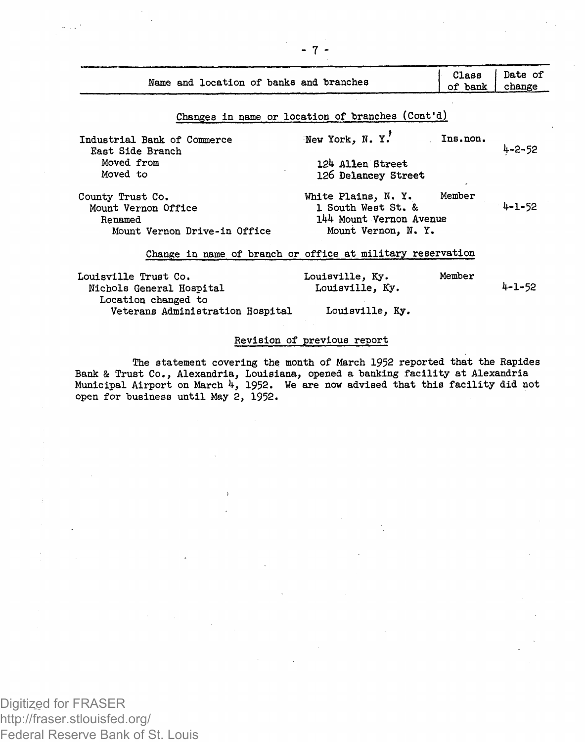| Name and location of banks and branches | | Class of bank | Date of change |
|---|---|---|---|
| **Changes in name or location of branches (Cont'd)** | | | |
| Industrial Bank of Commerce | New York, N. Y. | Ins.non. | |
| East Side Branch | | | 4-2-52 |
| Moved from | 124 Allen Street | | |
| Moved to | 126 Delancey Street | | |
| County Trust Co. | White Plains, N. Y. | Member | |
| Mount Vernon Office | 1 South West St. & | | 4-1-52 |
| Renamed | 144 Mount Vernon Avenue | | |
| Mount Vernon Drive-in Office | Mount Vernon, N. Y. | | |
| **Change in name of branch or office at military reservation** | | | |
| Louisville Trust Co. | Louisville, Ky. | Member | |
| Nichols General Hospital | Louisville, Ky. | | 4-1-52 |
| Location changed to | | | |
| Veterans Administration Hospital | Louisville, Ky. | | |

## Revision of previous report

The statement covering the month of March 1952 reported that the Rapides Bank & Trust Co., Alexandria, Louisiana, opened a banking facility at Alexandria Municipal Airport on March 4, 1952. We are now advised that this facility did not open for business until May 2, 1952.